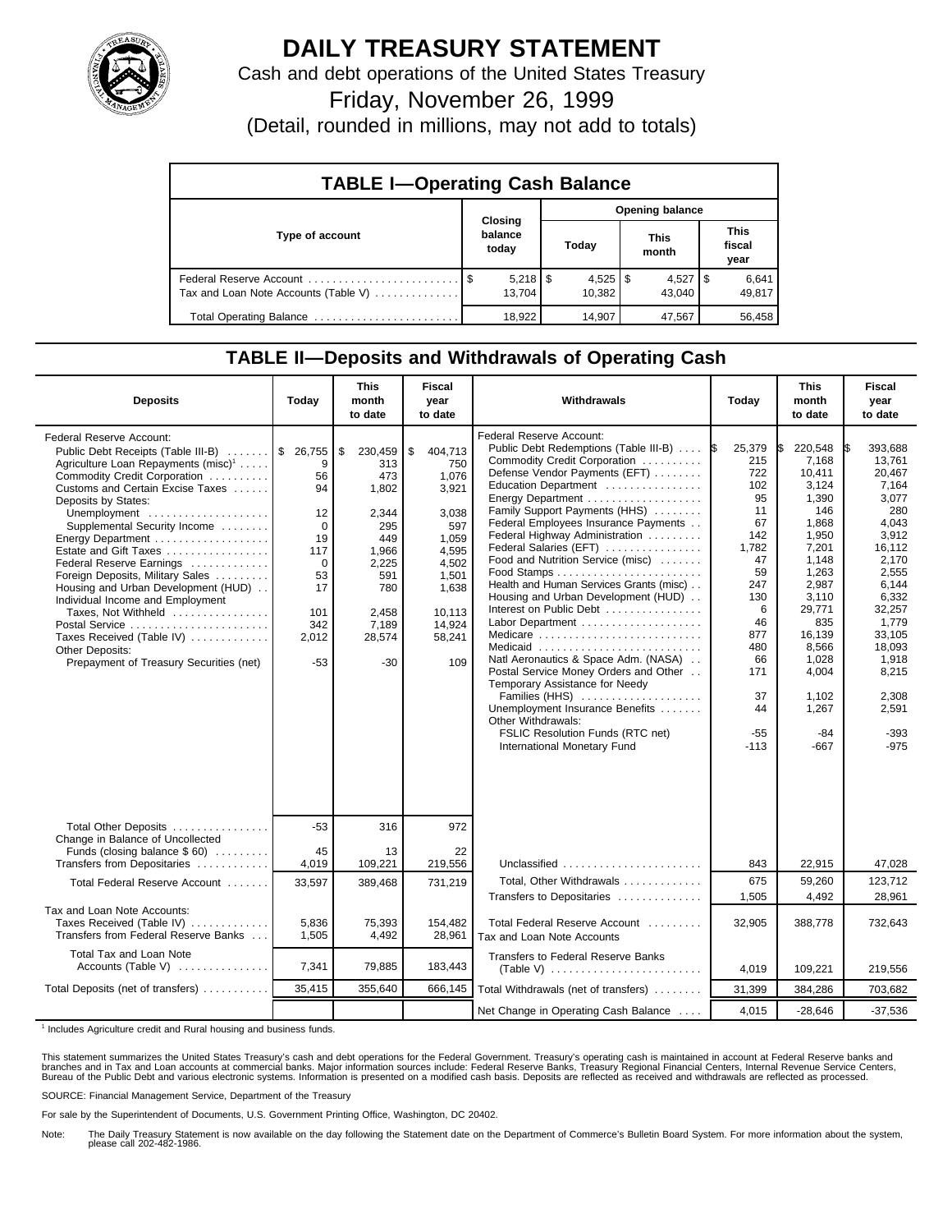# DAILY TREASURY STATEMENT

Cash and debt operations of the United States Treasury

Friday, November 26, 1999

(Detail, rounded in millions, may not add to totals)

## TABLE I—Operating Cash Balance

| Type of account | Closing balance today | Opening balance Today | This month | This fiscal year |
|---|---|---|---|---|
| Federal Reserve Account | $ 5,218 | $ 4,525 | $ 4,527 | $ 6,641 |
| Tax and Loan Note Accounts (Table V) | 13,704 | 10,382 | 43,040 | 49,817 |
| Total Operating Balance | 18,922 | 14,907 | 47,567 | 56,458 |

## TABLE II—Deposits and Withdrawals of Operating Cash

| Deposits | Today | This month to date | Fiscal year to date |
|---|---|---|---|
| Federal Reserve Account: | | | |
| Public Debt Receipts (Table III-B) | $ 26,755 | $ 230,459 | $ 404,713 |
| Agriculture Loan Repayments (misc)[1] | 9 | 313 | 750 |
| Commodity Credit Corporation | 56 | 473 | 1,076 |
| Customs and Certain Excise Taxes | 94 | 1,802 | 3,921 |
| Deposits by States: | | | |
| Unemployment | 12 | 2,344 | 3,038 |
| Supplemental Security Income | 0 | 295 | 597 |
| Energy Department | 19 | 449 | 1,059 |
| Estate and Gift Taxes | 117 | 1,966 | 4,595 |
| Federal Reserve Earnings | 0 | 2,225 | 4,502 |
| Foreign Deposits, Military Sales | 53 | 591 | 1,501 |
| Housing and Urban Development (HUD) | 17 | 780 | 1,638 |
| Individual Income and Employment Taxes, Not Withheld | 101 | 2,458 | 10,113 |
| Postal Service | 342 | 7,189 | 14,924 |
| Taxes Received (Table IV) | 2,012 | 28,574 | 58,241 |
| Other Deposits: | | | |
| Prepayment of Treasury Securities (net) | -53 | -30 | 109 |
| Total Other Deposits | -53 | 316 | 972 |
| Change in Balance of Uncollected Funds (closing balance $ 60) | 45 | 13 | 22 |
| Transfers from Depositaries | 4,019 | 109,221 | 219,556 |
| Total Federal Reserve Account | 33,597 | 389,468 | 731,219 |
| Tax and Loan Note Accounts: | | | |
| Taxes Received (Table IV) | 5,836 | 75,393 | 154,482 |
| Transfers from Federal Reserve Banks | 1,505 | 4,492 | 28,961 |
| Total Tax and Loan Note Accounts (Table V) | 7,341 | 79,885 | 183,443 |
| Total Deposits (net of transfers) | 35,415 | 355,640 | 666,145 |

| Withdrawals | Today | This month to date | Fiscal year to date |
|---|---|---|---|
| Federal Reserve Account: | | | |
| Public Debt Redemptions (Table III-B) | $ 25,379 | $ 220,548 | $ 393,688 |
| Commodity Credit Corporation | 215 | 7,168 | 13,761 |
| Defense Vendor Payments (EFT) | 722 | 10,411 | 20,467 |
| Education Department | 102 | 3,124 | 7,164 |
| Energy Department | 95 | 1,390 | 3,077 |
| Family Support Payments (HHS) | 11 | 146 | 280 |
| Federal Employees Insurance Payments | 67 | 1,868 | 4,043 |
| Federal Highway Administration | 142 | 1,950 | 3,912 |
| Federal Salaries (EFT) | 1,782 | 7,201 | 16,112 |
| Food and Nutrition Service (misc) | 47 | 1,148 | 2,170 |
| Food Stamps | 59 | 1,263 | 2,555 |
| Health and Human Services Grants (misc) | 247 | 2,987 | 6,144 |
| Housing and Urban Development (HUD) | 130 | 3,110 | 6,332 |
| Interest on Public Debt | 6 | 29,771 | 32,257 |
| Labor Department | 46 | 835 | 1,779 |
| Medicare | 877 | 16,139 | 33,105 |
| Medicaid | 480 | 8,566 | 18,093 |
| Natl Aeronautics & Space Adm. (NASA) | 66 | 1,028 | 1,918 |
| Postal Service Money Orders and Other | 171 | 4,004 | 8,215 |
| Temporary Assistance for Needy Families (HHS) | 37 | 1,102 | 2,308 |
| Unemployment Insurance Benefits | 44 | 1,267 | 2,591 |
| Other Withdrawals: | | | |
| FSLIC Resolution Funds (RTC net) | -55 | -84 | -393 |
| International Monetary Fund | -113 | -667 | -975 |
| Unclassified | 843 | 22,915 | 47,028 |
| Total, Other Withdrawals | 675 | 59,260 | 123,712 |
| Transfers to Depositaries | 1,505 | 4,492 | 28,961 |
| Total Federal Reserve Account | 32,905 | 388,778 | 732,643 |
| Tax and Loan Note Accounts | | | |
| Transfers to Federal Reserve Banks (Table V) | 4,019 | 109,221 | 219,556 |
| Total Withdrawals (net of transfers) | 31,399 | 384,286 | 703,682 |
| Net Change in Operating Cash Balance | 4,015 | -28,646 | -37,536 |

[1] Includes Agriculture credit and Rural housing and business funds.

This statement summarizes the United States Treasury's cash and debt operations for the Federal Government. Treasury's operating cash is maintained in account at Federal Reserve banks and branches and in Tax and Loan accounts at commercial banks. Major information sources include: Federal Reserve Banks, Treasury Regional Financial Centers, Internal Revenue Service Centers, Bureau of the Public Debt and various electronic systems. Information is presented on a modified cash basis. Deposits are reflected as received and withdrawals are reflected as processed.

SOURCE: Financial Management Service, Department of the Treasury

For sale by the Superintendent of Documents, U.S. Government Printing Office, Washington, DC 20402.

Note: The Daily Treasury Statement is now available on the day following the Statement date on the Department of Commerce's Bulletin Board System. For more information about the system, please call 202-482-1986.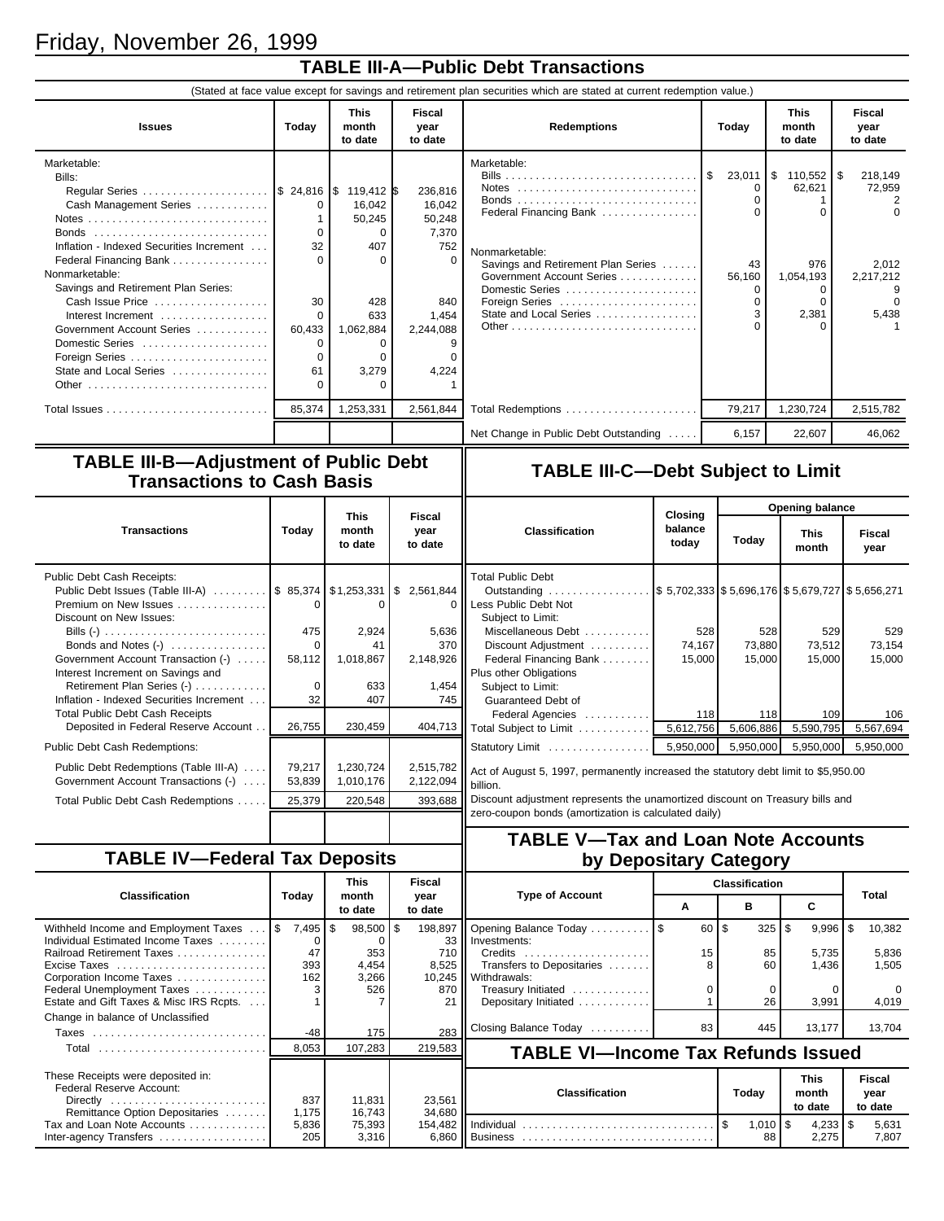Friday, November 26, 1999

## TABLE III-A—Public Debt Transactions

(Stated at face value except for savings and retirement plan securities which are stated at current redemption value.)

| Issues | Today | This month to date | Fiscal year to date |
|---|---|---|---|
| Marketable: | | | |
| Bills: | | | |
| Regular Series | $ 24,816 | $ 119,412 | $ 236,816 |
| Cash Management Series | 0 | 16,042 | 16,042 |
| Notes | 1 | 50,245 | 50,248 |
| Bonds | 0 | 0 | 7,370 |
| Inflation - Indexed Securities Increment | 32 | 407 | 752 |
| Federal Financing Bank | 0 | 0 | 0 |
| Nonmarketable: | | | |
| Savings and Retirement Plan Series: | | | |
| Cash Issue Price | 30 | 428 | 840 |
| Interest Increment | 0 | 633 | 1,454 |
| Government Account Series | 60,433 | 1,062,884 | 2,244,088 |
| Domestic Series | 0 | 0 | 9 |
| Foreign Series | 0 | 0 | 0 |
| State and Local Series | 61 | 3,279 | 4,224 |
| Other | 0 | 0 | 1 |
| Total Issues | 85,374 | 1,253,331 | 2,561,844 |

| Redemptions | Today | This month to date | Fiscal year to date |
|---|---|---|---|
| Marketable: | | | |
| Bills | $ 23,011 | $ 110,552 | $ 218,149 |
| Notes | 0 | 62,621 | 72,959 |
| Bonds | 0 | 1 | 2 |
| Federal Financing Bank | 0 | 0 | 0 |
| Nonmarketable: | | | |
| Savings and Retirement Plan Series | 43 | 976 | 2,012 |
| Government Account Series | 56,160 | 1,054,193 | 2,217,212 |
| Domestic Series | 0 | 0 | 9 |
| Foreign Series | 0 | 0 | 0 |
| State and Local Series | 3 | 2,381 | 5,438 |
| Other | 0 | 0 | 1 |
| Total Redemptions | 79,217 | 1,230,724 | 2,515,782 |
| Net Change in Public Debt Outstanding | 6,157 | 22,607 | 46,062 |

## TABLE III-B—Adjustment of Public Debt Transactions to Cash Basis

| Transactions | Today | This month to date | Fiscal year to date |
|---|---|---|---|
| Public Debt Cash Receipts: | | | |
| Public Debt Issues (Table III-A) | $ 85,374 | $1,253,331 | $ 2,561,844 |
| Premium on New Issues | 0 | 0 | 0 |
| Discount on New Issues: | | | |
| Bills (-) | 475 | 2,924 | 5,636 |
| Bonds and Notes (-) | 0 | 41 | 370 |
| Government Account Transaction (-) | 58,112 | 1,018,867 | 2,148,926 |
| Interest Increment on Savings and Retirement Plan Series (-) | 0 | 633 | 1,454 |
| Inflation - Indexed Securities Increment | 32 | 407 | 745 |
| Total Public Debt Cash Receipts Deposited in Federal Reserve Account | 26,755 | 230,459 | 404,713 |
| Public Debt Cash Redemptions: | | | |
| Public Debt Redemptions (Table III-A) | 79,217 | 1,230,724 | 2,515,782 |
| Government Account Transactions (-) | 53,839 | 1,010,176 | 2,122,094 |
| Total Public Debt Cash Redemptions | 25,379 | 220,548 | 393,688 |

## TABLE III-C—Debt Subject to Limit

| Classification | Closing balance today | Opening balance Today | Opening balance This month | Opening balance Fiscal year |
|---|---|---|---|---|
| Total Public Debt Outstanding | $ 5,702,333 | $ 5,696,176 | $ 5,679,727 | $ 5,656,271 |
| Less Public Debt Not Subject to Limit: | | | | |
| Miscellaneous Debt | 528 | 528 | 529 | 529 |
| Discount Adjustment | 74,167 | 73,880 | 73,512 | 73,154 |
| Federal Financing Bank | 15,000 | 15,000 | 15,000 | 15,000 |
| Plus other Obligations Subject to Limit: | | | | |
| Guaranteed Debt of Federal Agencies | 118 | 118 | 109 | 106 |
| Total Subject to Limit | 5,612,756 | 5,606,886 | 5,590,795 | 5,567,694 |
| Statutory Limit | 5,950,000 | 5,950,000 | 5,950,000 | 5,950,000 |

Act of August 5, 1997, permanently increased the statutory debt limit to $5,950.00 billion.

Discount adjustment represents the unamortized discount on Treasury bills and zero-coupon bonds (amortization is calculated daily)

## TABLE IV—Federal Tax Deposits

| Classification | Today | This month to date | Fiscal year to date |
|---|---|---|---|
| Withheld Income and Employment Taxes | $ 7,495 | $ 98,500 | $ 198,897 |
| Individual Estimated Income Taxes | 0 | 0 | 33 |
| Railroad Retirement Taxes | 47 | 353 | 710 |
| Excise Taxes | 393 | 4,454 | 8,525 |
| Corporation Income Taxes | 162 | 3,266 | 10,245 |
| Federal Unemployment Taxes | 3 | 526 | 870 |
| Estate and Gift Taxes & Misc IRS Rcpts. | 1 | 7 | 21 |
| Change in balance of Unclassified Taxes | -48 | 175 | 283 |
| Total | 8,053 | 107,283 | 219,583 |
| These Receipts were deposited in: | | | |
| Federal Reserve Account: | | | |
| Directly | 837 | 11,831 | 23,561 |
| Remittance Option Depositaries | 1,175 | 16,743 | 34,680 |
| Tax and Loan Note Accounts | 5,836 | 75,393 | 154,482 |
| Inter-agency Transfers | 205 | 3,316 | 6,860 |

## TABLE V—Tax and Loan Note Accounts by Depositary Category

| Type of Account | Classification A | Classification B | Classification C | Total |
|---|---|---|---|---|
| Opening Balance Today | $ 60 | $ 325 | $ 9,996 | $ 10,382 |
| Investments: | | | | |
| Credits | 15 | 85 | 5,735 | 5,836 |
| Transfers to Depositaries | 8 | 60 | 1,436 | 1,505 |
| Withdrawals: | | | | |
| Treasury Initiated | 0 | 0 | 0 | 0 |
| Depositary Initiated | 1 | 26 | 3,991 | 4,019 |
| Closing Balance Today | 83 | 445 | 13,177 | 13,704 |

## TABLE VI—Income Tax Refunds Issued

| Classification | Today | This month to date | Fiscal year to date |
|---|---|---|---|
| Individual | $ 1,010 | $ 4,233 | $ 5,631 |
| Business | 88 | 2,275 | 7,807 |